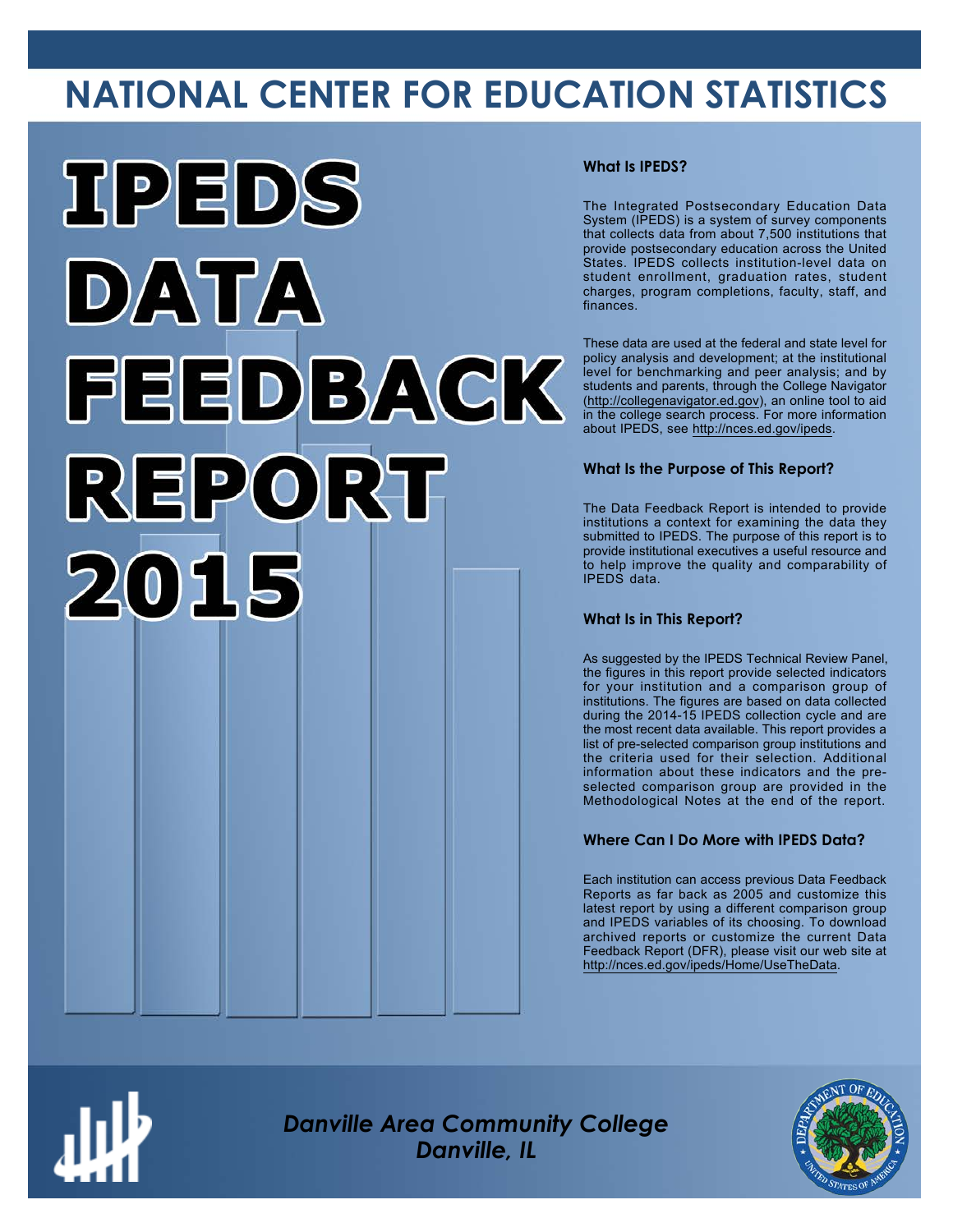# NATIONAL CENTER FOR EDUCATION STATISTICS

# IPEDS DATA FEEDBACK REPORT 2015

### What Is IPEDS?

The Integrated Postsecondary Education Data System (IPEDS) is a system of survey components that collects data from about 7,500 institutions that provide postsecondary education across the United States. IPEDS collects institution-level data on student enrollment, graduation rates, student charges, program completions, faculty, staff, and finances.

These data are used at the federal and state level for policy analysis and development; at the institutional level for benchmarking and peer analysis; and by students and parents, through the College Navigator (http://collegenavigator.ed.gov), an online tool to aid in the college search process. For more information about IPEDS, see http://nces.ed.gov/ipeds.

### What Is the Purpose of This Report?

The Data Feedback Report is intended to provide institutions a context for examining the data they submitted to IPEDS. The purpose of this report is to provide institutional executives a useful resource and to help improve the quality and comparability of IPEDS data.

### What Is in This Report?

As suggested by the IPEDS Technical Review Panel, the figures in this report provide selected indicators for your institution and a comparison group of institutions. The figures are based on data collected during the 2014-15 IPEDS collection cycle and are the most recent data available. This report provides a list of pre-selected comparison group institutions and the criteria used for their selection. Additional information about these indicators and the pre-selected comparison group are provided in the Methodological Notes at the end of the report.

### Where Can I Do More with IPEDS Data?

Each institution can access previous Data Feedback Reports as far back as 2005 and customize this latest report by using a different comparison group and IPEDS variables of its choosing. To download archived reports or customize the current Data Feedback Report (DFR), please visit our web site at http://nces.ed.gov/ipeds/Home/UseTheData.

*Danville Area Community College*
*Danville, IL*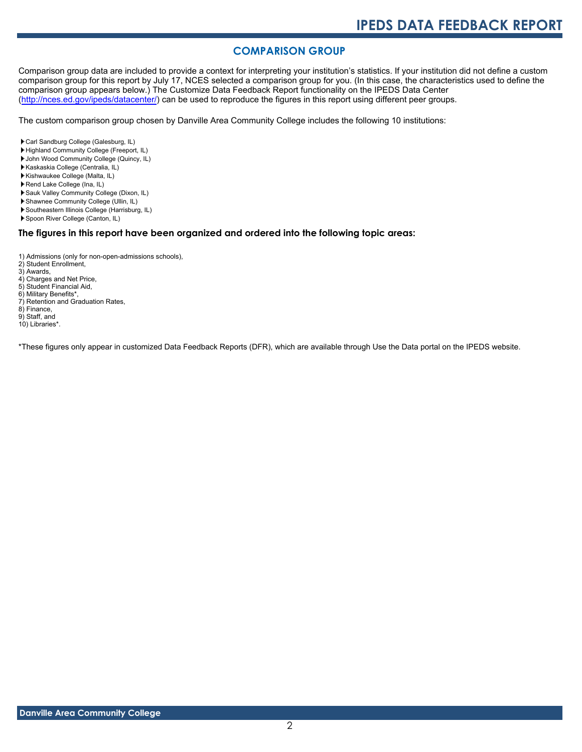## COMPARISON GROUP

Comparison group data are included to provide a context for interpreting your institution's statistics. If your institution did not define a custom comparison group for this report by July 17, NCES selected a comparison group for you. (In this case, the characteristics used to define the comparison group appears below.) The Customize Data Feedback Report functionality on the IPEDS Data Center (http://nces.ed.gov/ipeds/datacenter/) can be used to reproduce the figures in this report using different peer groups.

The custom comparison group chosen by Danville Area Community College includes the following 10 institutions:

- Carl Sandburg College (Galesburg, IL)
- Highland Community College (Freeport, IL)
- John Wood Community College (Quincy, IL)
- Kaskaskia College (Centralia, IL)
- Kishwaukee College (Malta, IL)
- Rend Lake College (Ina, IL)
- Sauk Valley Community College (Dixon, IL)
- Shawnee Community College (Ullin, IL)
- Southeastern Illinois College (Harrisburg, IL)
- Spoon River College (Canton, IL)

### The figures in this report have been organized and ordered into the following topic areas:

1) Admissions (only for non-open-admissions schools),
2) Student Enrollment,
3) Awards,
4) Charges and Net Price,
5) Student Financial Aid,
6) Military Benefits*,
7) Retention and Graduation Rates,
8) Finance,
9) Staff, and
10) Libraries*.

*These figures only appear in customized Data Feedback Reports (DFR), which are available through Use the Data portal on the IPEDS website.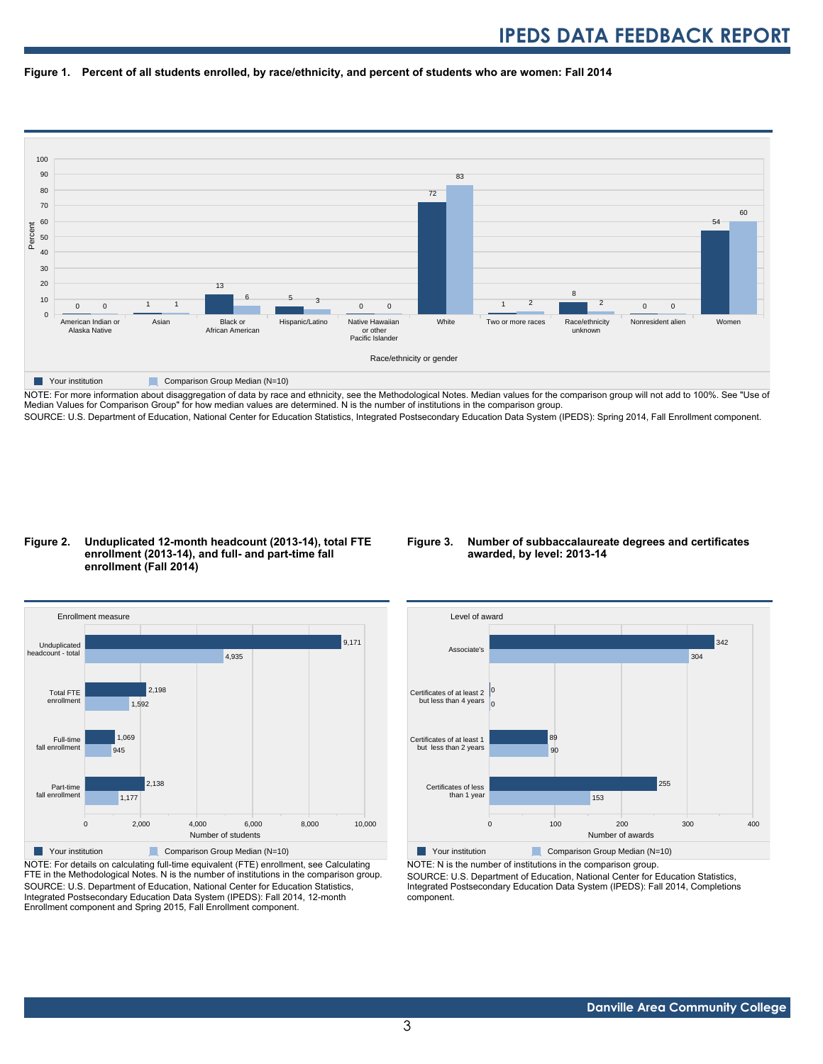## Figure 1. Percent of all students enrolled, by race/ethnicity, and percent of students who are women: Fall 2014

| Race/ethnicity or gender | Your institution | Comparison Group Median (N=10) |
|---|---|---|
| American Indian or Alaska Native | 0 | 0 |
| Asian | 1 | 1 |
| Black or African American | 13 | 6 |
| Hispanic/Latino | 5 | 3 |
| Native Hawaiian or other Pacific Islander | 0 | 0 |
| White | 72 | 83 |
| Two or more races | 1 | 2 |
| Race/ethnicity unknown | 8 | 2 |
| Nonresident alien | 0 | 0 |
| Women | 54 | 60 |

NOTE: For more information about disaggregation of data by race and ethnicity, see the Methodological Notes. Median values for the comparison group will not add to 100%. See "Use of Median Values for Comparison Group" for how median values are determined. N is the number of institutions in the comparison group.
SOURCE: U.S. Department of Education, National Center for Education Statistics, Integrated Postsecondary Education Data System (IPEDS): Spring 2014, Fall Enrollment component.

## Figure 2. Unduplicated 12-month headcount (2013-14), total FTE enrollment (2013-14), and full- and part-time fall enrollment (Fall 2014)

| Enrollment measure | Your institution | Comparison Group Median (N=10) |
|---|---|---|
| Unduplicated headcount - total | 9,171 | 4,935 |
| Total FTE enrollment | 2,198 | 1,592 |
| Full-time fall enrollment | 1,069 | 945 |
| Part-time fall enrollment | 2,138 | 1,177 |

NOTE: For details on calculating full-time equivalent (FTE) enrollment, see Calculating FTE in the Methodological Notes. N is the number of institutions in the comparison group.
SOURCE: U.S. Department of Education, National Center for Education Statistics, Integrated Postsecondary Education Data System (IPEDS): Fall 2014, 12-month Enrollment component and Spring 2015, Fall Enrollment component.

## Figure 3. Number of subbaccalaureate degrees and certificates awarded, by level: 2013-14

| Level of award | Your institution | Comparison Group Median (N=10) |
|---|---|---|
| Associate's | 342 | 304 |
| Certificates of at least 2 but less than 4 years | 0 | 0 |
| Certificates of at least 1 but less than 2 years | 89 | 90 |
| Certificates of less than 1 year | 255 | 153 |

NOTE: N is the number of institutions in the comparison group.
SOURCE: U.S. Department of Education, National Center for Education Statistics, Integrated Postsecondary Education Data System (IPEDS): Fall 2014, Completions component.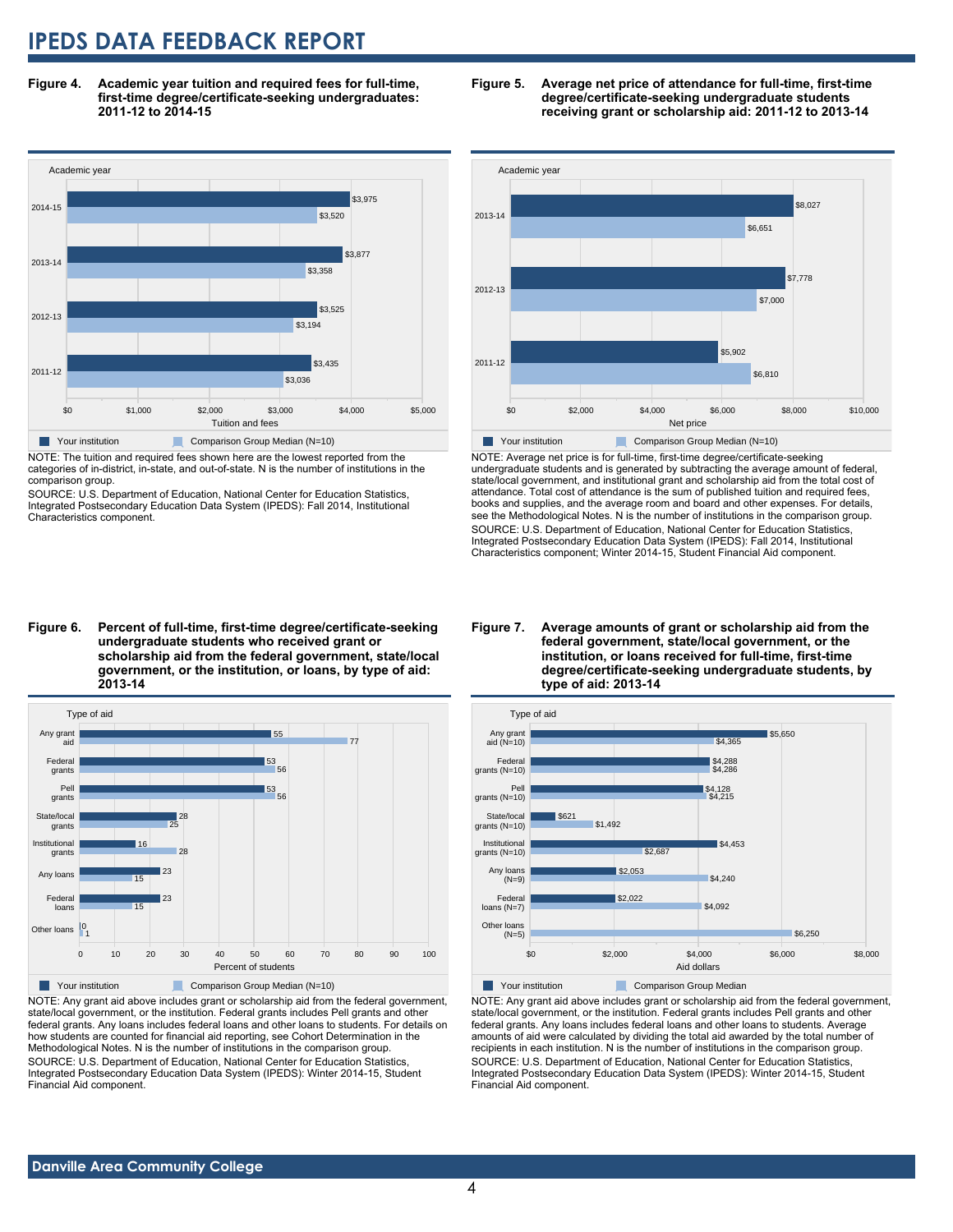**Figure 4. Academic year tuition and required fees for full-time, first-time degree/certificate-seeking undergraduates: 2011-12 to 2014-15**

| Academic year | Your institution | Comparison Group Median (N=10) |
|---|---|---|
| 2014-15 | $3,975 | $3,520 |
| 2013-14 | $3,877 | $3,358 |
| 2012-13 | $3,525 | $3,194 |
| 2011-12 | $3,435 | $3,036 |

NOTE: The tuition and required fees shown here are the lowest reported from the categories of in-district, in-state, and out-of-state. N is the number of institutions in the comparison group.

SOURCE: U.S. Department of Education, National Center for Education Statistics, Integrated Postsecondary Education Data System (IPEDS): Fall 2014, Institutional Characteristics component.

**Figure 5. Average net price of attendance for full-time, first-time degree/certificate-seeking undergraduate students receiving grant or scholarship aid: 2011-12 to 2013-14**

| Academic year | Your institution | Comparison Group Median (N=10) |
|---|---|---|
| 2013-14 | $8,027 | $6,651 |
| 2012-13 | $7,778 | $7,000 |
| 2011-12 | $5,902 | $6,810 |

NOTE: Average net price is for full-time, first-time degree/certificate-seeking undergraduate students and is generated by subtracting the average amount of federal, state/local government, and institutional grant and scholarship aid from the total cost of attendance. Total cost of attendance is the sum of published tuition and required fees, books and supplies, and the average room and board and other expenses. For details, see the Methodological Notes. N is the number of institutions in the comparison group.

SOURCE: U.S. Department of Education, National Center for Education Statistics, Integrated Postsecondary Education Data System (IPEDS): Fall 2014, Institutional Characteristics component; Winter 2014-15, Student Financial Aid component.

**Figure 6. Percent of full-time, first-time degree/certificate-seeking undergraduate students who received grant or scholarship aid from the federal government, state/local government, or the institution, or loans, by type of aid: 2013-14**

| Type of aid | Your institution | Comparison Group Median (N=10) |
|---|---|---|
| Any grant aid | 55 | 77 |
| Federal grants | 53 | 56 |
| Pell grants | 53 | 56 |
| State/local grants | 28 | 25 |
| Institutional grants | 16 | 28 |
| Any loans | 23 | 15 |
| Federal loans | 23 | 15 |
| Other loans | 0 | 1 |

NOTE: Any grant aid above includes grant or scholarship aid from the federal government, state/local government, or the institution. Federal grants includes Pell grants and other federal grants. Any loans includes federal loans and other loans to students. For details on how students are counted for financial aid reporting, see Cohort Determination in the Methodological Notes. N is the number of institutions in the comparison group.

SOURCE: U.S. Department of Education, National Center for Education Statistics, Integrated Postsecondary Education Data System (IPEDS): Winter 2014-15, Student Financial Aid component.

**Figure 7. Average amounts of grant or scholarship aid from the federal government, state/local government, or the institution, or loans received for full-time, first-time degree/certificate-seeking undergraduate students, by type of aid: 2013-14**

| Type of aid | Your institution | Comparison Group Median |
|---|---|---|
| Any grant aid (N=10) | $5,650 | $4,365 |
| Federal grants (N=10) | $4,288 | $4,286 |
| Pell grants (N=10) | $4,128 | $4,215 |
| State/local grants (N=10) | $621 | $1,492 |
| Institutional grants (N=10) | $4,453 | $2,687 |
| Any loans (N=9) | $2,053 | $4,240 |
| Federal loans (N=7) | $2,022 | $4,092 |
| Other loans (N=5) | | $6,250 |

NOTE: Any grant aid above includes grant or scholarship aid from the federal government, state/local government, or the institution. Federal grants includes Pell grants and other federal grants. Any loans includes federal loans and other loans to students. Average amounts of aid were calculated by dividing the total aid awarded by the total number of recipients in each institution. N is the number of institutions in the comparison group.

SOURCE: U.S. Department of Education, National Center for Education Statistics, Integrated Postsecondary Education Data System (IPEDS): Winter 2014-15, Student Financial Aid component.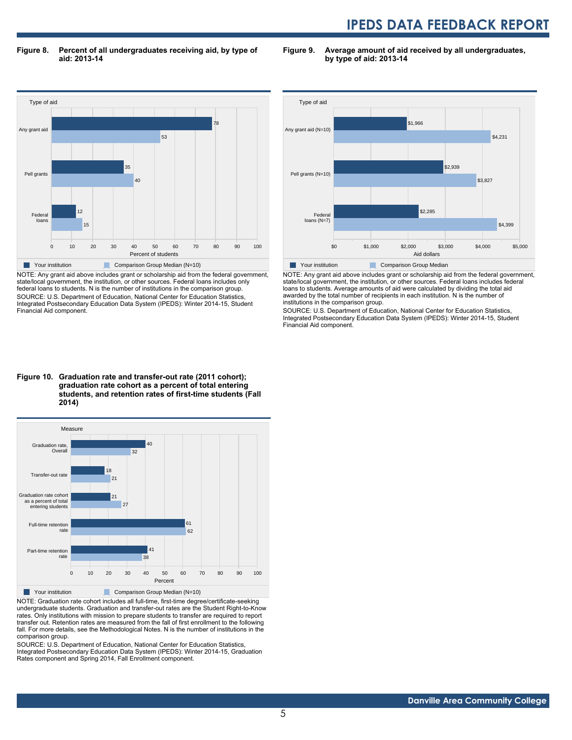**Figure 8. Percent of all undergraduates receiving aid, by type of aid: 2013-14**

| Type of aid | Your institution | Comparison Group Median (N=10) |
|---|---|---|
| Any grant aid | 78 | 53 |
| Pell grants | 35 | 40 |
| Federal loans | 12 | 15 |

NOTE: Any grant aid above includes grant or scholarship aid from the federal government, state/local government, the institution, or other sources. Federal loans includes only federal loans to students. N is the number of institutions in the comparison group.

SOURCE: U.S. Department of Education, National Center for Education Statistics, Integrated Postsecondary Education Data System (IPEDS): Winter 2014-15, Student Financial Aid component.

**Figure 9. Average amount of aid received by all undergraduates, by type of aid: 2013-14**

| Type of aid | Your institution | Comparison Group Median |
|---|---|---|
| Any grant aid (N=10) | $1,966 | $4,231 |
| Pell grants (N=10) | $2,939 | $3,827 |
| Federal loans (N=7) | $2,285 | $4,399 |

NOTE: Any grant aid above includes grant or scholarship aid from the federal government, state/local government, the institution, or other sources. Federal loans includes federal loans to students. Average amounts of aid were calculated by dividing the total aid awarded by the total number of recipients in each institution. N is the number of institutions in the comparison group.

SOURCE: U.S. Department of Education, National Center for Education Statistics, Integrated Postsecondary Education Data System (IPEDS): Winter 2014-15, Student Financial Aid component.

**Figure 10. Graduation rate and transfer-out rate (2011 cohort); graduation rate cohort as a percent of total entering students, and retention rates of first-time students (Fall 2014)**

| Measure | Your institution | Comparison Group Median (N=10) |
|---|---|---|
| Graduation rate, Overall | 40 | 32 |
| Transfer-out rate | 18 | 21 |
| Graduation rate cohort as a percent of total entering students | 21 | 27 |
| Full-time retention rate | 61 | 62 |
| Part-time retention rate | 41 | 38 |

NOTE: Graduation rate cohort includes all full-time, first-time degree/certificate-seeking undergraduate students. Graduation and transfer-out rates are the Student Right-to-Know rates. Only institutions with mission to prepare students to transfer are required to report transfer out. Retention rates are measured from the fall of first enrollment to the following fall. For more details, see the Methodological Notes. N is the number of institutions in the comparison group.

SOURCE: U.S. Department of Education, National Center for Education Statistics, Integrated Postsecondary Education Data System (IPEDS): Winter 2014-15, Graduation Rates component and Spring 2014, Fall Enrollment component.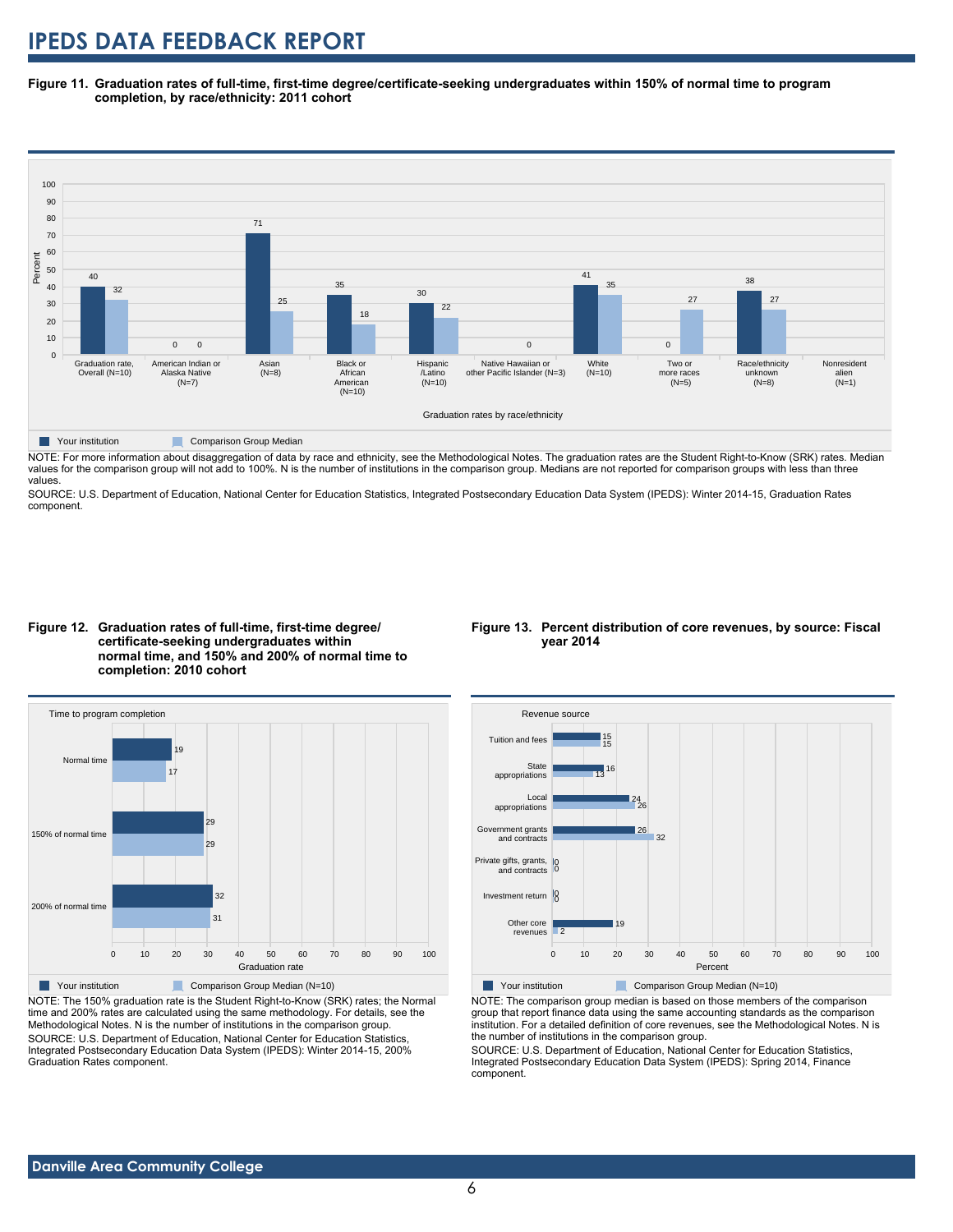**Figure 11. Graduation rates of full-time, first-time degree/certificate-seeking undergraduates within 150% of normal time to program completion, by race/ethnicity: 2011 cohort**

| Graduation rates by race/ethnicity | Your institution | Comparison Group Median |
|---|---|---|
| Graduation rate, Overall (N=10) | 40 | 32 |
| American Indian or Alaska Native (N=7) | 0 | 0 |
| Asian (N=8) | 71 | 25 |
| Black or African American (N=10) | 35 | 18 |
| Hispanic /Latino (N=10) | 30 | 22 |
| Native Hawaiian or other Pacific Islander (N=3) | | 0 |
| White (N=10) | 41 | 35 |
| Two or more races (N=5) | 0 | 27 |
| Race/ethnicity unknown (N=8) | 38 | 27 |
| Nonresident alien (N=1) | | |

NOTE: For more information about disaggregation of data by race and ethnicity, see the Methodological Notes. The graduation rates are the Student Right-to-Know (SRK) rates. Median values for the comparison group will not add to 100%. N is the number of institutions in the comparison group. Medians are not reported for comparison groups with less than three values.

SOURCE: U.S. Department of Education, National Center for Education Statistics, Integrated Postsecondary Education Data System (IPEDS): Winter 2014-15, Graduation Rates component.

**Figure 12. Graduation rates of full-time, first-time degree/ certificate-seeking undergraduates within normal time, and 150% and 200% of normal time to completion: 2010 cohort**

| Time to program completion | Your institution | Comparison Group Median (N=10) |
|---|---|---|
| Normal time | 19 | 17 |
| 150% of normal time | 29 | 29 |
| 200% of normal time | 32 | 31 |

NOTE: The 150% graduation rate is the Student Right-to-Know (SRK) rates; the Normal time and 200% rates are calculated using the same methodology. For details, see the Methodological Notes. N is the number of institutions in the comparison group.

SOURCE: U.S. Department of Education, National Center for Education Statistics, Integrated Postsecondary Education Data System (IPEDS): Winter 2014-15, 200% Graduation Rates component.

**Figure 13. Percent distribution of core revenues, by source: Fiscal year 2014**

| Revenue source | Your institution | Comparison Group Median (N=10) |
|---|---|---|
| Tuition and fees | 15 | 15 |
| State appropriations | 16 | 13 |
| Local appropriations | 24 | 26 |
| Government grants and contracts | 26 | 32 |
| Private gifts, grants, and contracts | 0 | 0 |
| Investment return | 0 | 0 |
| Other core revenues | 19 | 2 |

NOTE: The comparison group median is based on those members of the comparison group that report finance data using the same accounting standards as the comparison institution. For a detailed definition of core revenues, see the Methodological Notes. N is the number of institutions in the comparison group.

SOURCE: U.S. Department of Education, National Center for Education Statistics, Integrated Postsecondary Education Data System (IPEDS): Spring 2014, Finance component.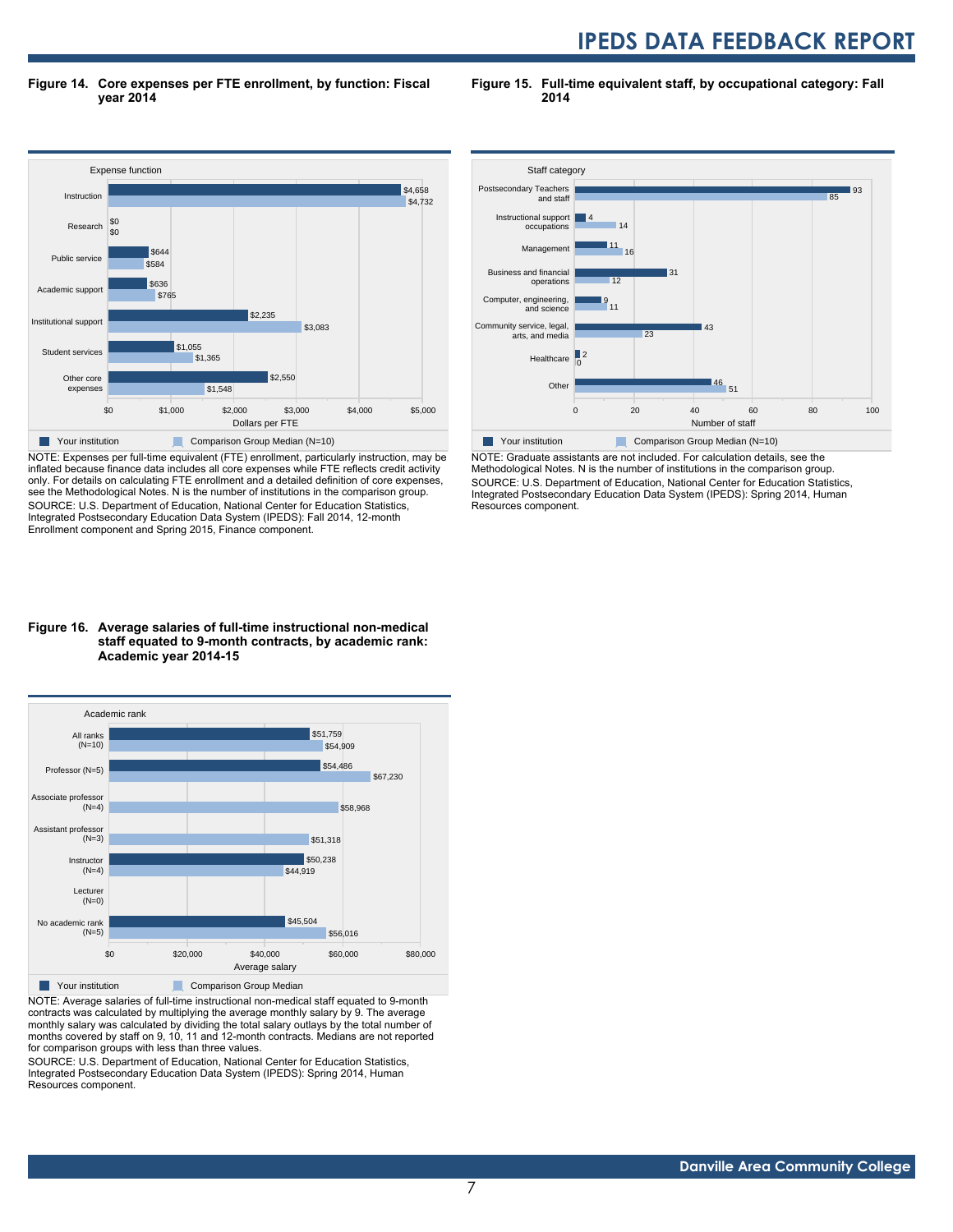**Figure 14. Core expenses per FTE enrollment, by function: Fiscal year 2014**

| Expense function | Your institution | Comparison Group Median (N=10) |
|---|---|---|
| Instruction | $4,658 | $4,732 |
| Research | $0 | $0 |
| Public service | $644 | $584 |
| Academic support | $636 | $765 |
| Institutional support | $2,235 | $3,083 |
| Student services | $1,055 | $1,365 |
| Other core expenses | $2,550 | $1,548 |

NOTE: Expenses per full-time equivalent (FTE) enrollment, particularly instruction, may be inflated because finance data includes all core expenses while FTE reflects credit activity only. For details on calculating FTE enrollment and a detailed definition of core expenses, see the Methodological Notes. N is the number of institutions in the comparison group.
SOURCE: U.S. Department of Education, National Center for Education Statistics, Integrated Postsecondary Education Data System (IPEDS): Fall 2014, 12-month Enrollment component and Spring 2015, Finance component.

**Figure 15. Full-time equivalent staff, by occupational category: Fall 2014**

| Staff category | Your institution | Comparison Group Median (N=10) |
|---|---|---|
| Postsecondary Teachers and staff | 93 | 85 |
| Instructional support occupations | 4 | 14 |
| Management | 11 | 16 |
| Business and financial operations | 31 | 12 |
| Computer, engineering, and science | 9 | 11 |
| Community service, legal, arts, and media | 43 | 23 |
| Healthcare | 2 | 0 |
| Other | 46 | 51 |

NOTE: Graduate assistants are not included. For calculation details, see the Methodological Notes. N is the number of institutions in the comparison group.
SOURCE: U.S. Department of Education, National Center for Education Statistics, Integrated Postsecondary Education Data System (IPEDS): Spring 2014, Human Resources component.

**Figure 16. Average salaries of full-time instructional non-medical staff equated to 9-month contracts, by academic rank: Academic year 2014-15**

| Academic rank | Your institution | Comparison Group Median |
|---|---|---|
| All ranks (N=10) | $51,759 | $54,909 |
| Professor (N=5) | $54,486 | $67,230 |
| Associate professor (N=4) | | $58,968 |
| Assistant professor (N=3) | | $51,318 |
| Instructor (N=4) | $50,238 | $44,919 |
| Lecturer (N=0) | | |
| No academic rank (N=5) | $45,504 | $56,016 |

NOTE: Average salaries of full-time instructional non-medical staff equated to 9-month contracts was calculated by multiplying the average monthly salary by 9. The average monthly salary was calculated by dividing the total salary outlays by the total number of months covered by staff on 9, 10, 11 and 12-month contracts. Medians are not reported for comparison groups with less than three values.
SOURCE: U.S. Department of Education, National Center for Education Statistics, Integrated Postsecondary Education Data System (IPEDS): Spring 2014, Human Resources component.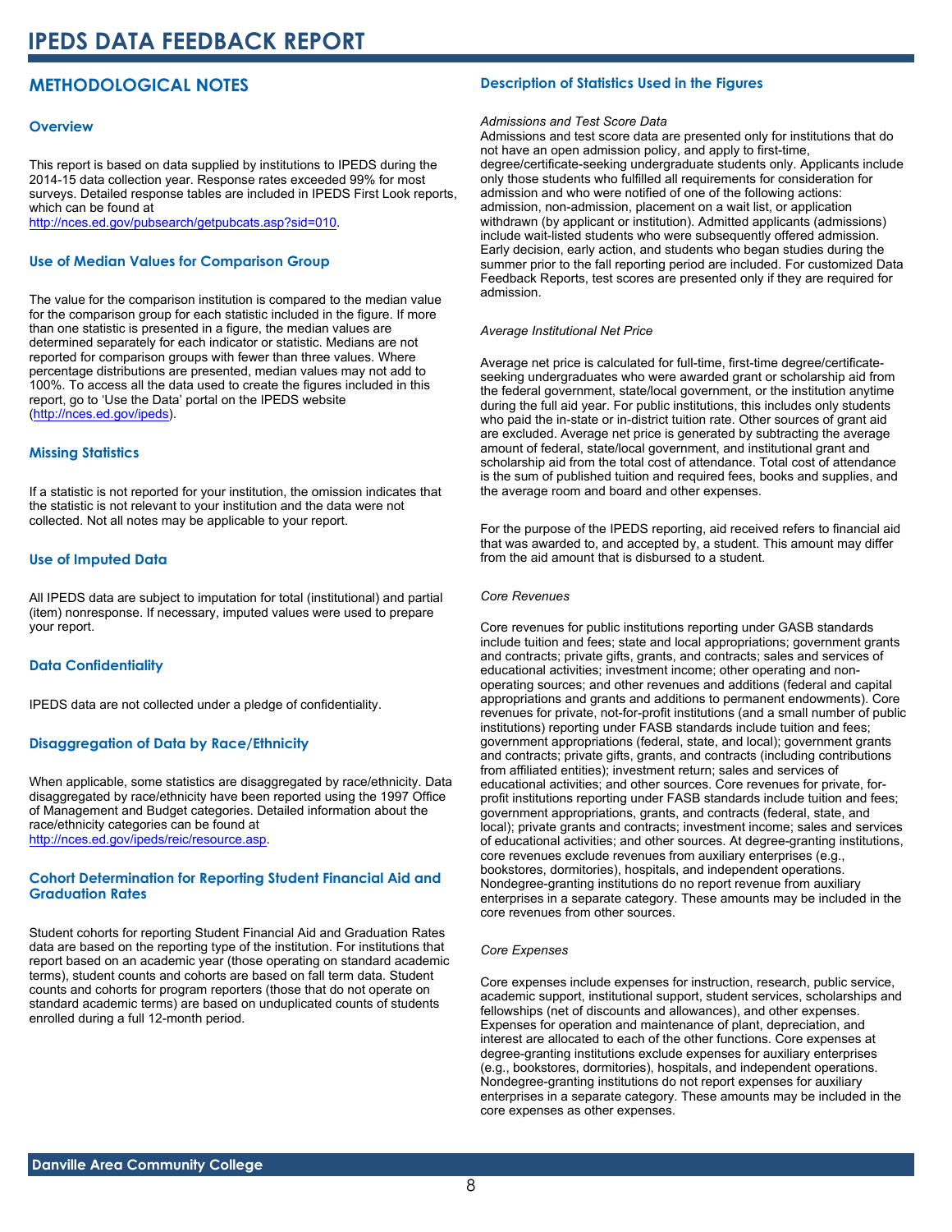# IPEDS DATA FEEDBACK REPORT

## METHODOLOGICAL NOTES

### Overview

This report is based on data supplied by institutions to IPEDS during the 2014-15 data collection year. Response rates exceeded 99% for most surveys. Detailed response tables are included in IPEDS First Look reports, which can be found at http://nces.ed.gov/pubsearch/getpubcats.asp?sid=010.

### Use of Median Values for Comparison Group

The value for the comparison institution is compared to the median value for the comparison group for each statistic included in the figure. If more than one statistic is presented in a figure, the median values are determined separately for each indicator or statistic. Medians are not reported for comparison groups with fewer than three values. Where percentage distributions are presented, median values may not add to 100%. To access all the data used to create the figures included in this report, go to 'Use the Data' portal on the IPEDS website (http://nces.ed.gov/ipeds).

### Missing Statistics

If a statistic is not reported for your institution, the omission indicates that the statistic is not relevant to your institution and the data were not collected. Not all notes may be applicable to your report.

### Use of Imputed Data

All IPEDS data are subject to imputation for total (institutional) and partial (item) nonresponse. If necessary, imputed values were used to prepare your report.

### Data Confidentiality

IPEDS data are not collected under a pledge of confidentiality.

### Disaggregation of Data by Race/Ethnicity

When applicable, some statistics are disaggregated by race/ethnicity. Data disaggregated by race/ethnicity have been reported using the 1997 Office of Management and Budget categories. Detailed information about the race/ethnicity categories can be found at http://nces.ed.gov/ipeds/reic/resource.asp.

### Cohort Determination for Reporting Student Financial Aid and Graduation Rates

Student cohorts for reporting Student Financial Aid and Graduation Rates data are based on the reporting type of the institution. For institutions that report based on an academic year (those operating on standard academic terms), student counts and cohorts are based on fall term data. Student counts and cohorts for program reporters (those that do not operate on standard academic terms) are based on unduplicated counts of students enrolled during a full 12-month period.

### Description of Statistics Used in the Figures

*Admissions and Test Score Data*

Admissions and test score data are presented only for institutions that do not have an open admission policy, and apply to first-time, degree/certificate-seeking undergraduate students only. Applicants include only those students who fulfilled all requirements for consideration for admission and who were notified of one of the following actions: admission, non-admission, placement on a wait list, or application withdrawn (by applicant or institution). Admitted applicants (admissions) include wait-listed students who were subsequently offered admission. Early decision, early action, and students who began studies during the summer prior to the fall reporting period are included. For customized Data Feedback Reports, test scores are presented only if they are required for admission.

*Average Institutional Net Price*

Average net price is calculated for full-time, first-time degree/certificate-seeking undergraduates who were awarded grant or scholarship aid from the federal government, state/local government, or the institution anytime during the full aid year. For public institutions, this includes only students who paid the in-state or in-district tuition rate. Other sources of grant aid are excluded. Average net price is generated by subtracting the average amount of federal, state/local government, and institutional grant and scholarship aid from the total cost of attendance. Total cost of attendance is the sum of published tuition and required fees, books and supplies, and the average room and board and other expenses.

For the purpose of the IPEDS reporting, aid received refers to financial aid that was awarded to, and accepted by, a student. This amount may differ from the aid amount that is disbursed to a student.

*Core Revenues*

Core revenues for public institutions reporting under GASB standards include tuition and fees; state and local appropriations; government grants and contracts; private gifts, grants, and contracts; sales and services of educational activities; investment income; other operating and non-operating sources; and other revenues and additions (federal and capital appropriations and grants and additions to permanent endowments). Core revenues for private, not-for-profit institutions (and a small number of public institutions) reporting under FASB standards include tuition and fees; government appropriations (federal, state, and local); government grants and contracts; private gifts, grants, and contracts (including contributions from affiliated entities); investment return; sales and services of educational activities; and other sources. Core revenues for private, for-profit institutions reporting under FASB standards include tuition and fees; government appropriations, grants, and contracts (federal, state, and local); private grants and contracts; investment income; sales and services of educational activities; and other sources. At degree-granting institutions, core revenues exclude revenues from auxiliary enterprises (e.g., bookstores, dormitories), hospitals, and independent operations. Nondegree-granting institutions do no report revenue from auxiliary enterprises in a separate category. These amounts may be included in the core revenues from other sources.

*Core Expenses*

Core expenses include expenses for instruction, research, public service, academic support, institutional support, student services, scholarships and fellowships (net of discounts and allowances), and other expenses. Expenses for operation and maintenance of plant, depreciation, and interest are allocated to each of the other functions. Core expenses at degree-granting institutions exclude expenses for auxiliary enterprises (e.g., bookstores, dormitories), hospitals, and independent operations. Nondegree-granting institutions do not report expenses for auxiliary enterprises in a separate category. These amounts may be included in the core expenses as other expenses.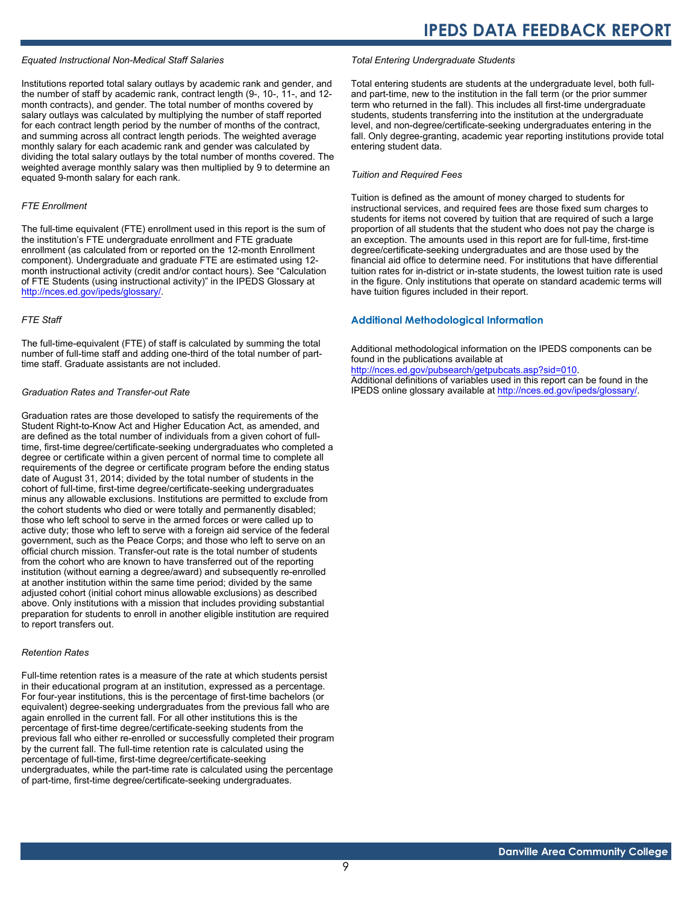*Equated Instructional Non-Medical Staff Salaries*

Institutions reported total salary outlays by academic rank and gender, and the number of staff by academic rank, contract length (9-, 10-, 11-, and 12-month contracts), and gender. The total number of months covered by salary outlays was calculated by multiplying the number of staff reported for each contract length period by the number of months of the contract, and summing across all contract length periods. The weighted average monthly salary for each academic rank and gender was calculated by dividing the total salary outlays by the total number of months covered. The weighted average monthly salary was then multiplied by 9 to determine an equated 9-month salary for each rank.

*FTE Enrollment*

The full-time equivalent (FTE) enrollment used in this report is the sum of the institution's FTE undergraduate enrollment and FTE graduate enrollment (as calculated from or reported on the 12-month Enrollment component). Undergraduate and graduate FTE are estimated using 12-month instructional activity (credit and/or contact hours). See "Calculation of FTE Students (using instructional activity)" in the IPEDS Glossary at http://nces.ed.gov/ipeds/glossary/.

*FTE Staff*

The full-time-equivalent (FTE) of staff is calculated by summing the total number of full-time staff and adding one-third of the total number of part-time staff. Graduate assistants are not included.

*Graduation Rates and Transfer-out Rate*

Graduation rates are those developed to satisfy the requirements of the Student Right-to-Know Act and Higher Education Act, as amended, and are defined as the total number of individuals from a given cohort of full-time, first-time degree/certificate-seeking undergraduates who completed a degree or certificate within a given percent of normal time to complete all requirements of the degree or certificate program before the ending status date of August 31, 2014; divided by the total number of students in the cohort of full-time, first-time degree/certificate-seeking undergraduates minus any allowable exclusions. Institutions are permitted to exclude from the cohort students who died or were totally and permanently disabled; those who left school to serve in the armed forces or were called up to active duty; those who left to serve with a foreign aid service of the federal government, such as the Peace Corps; and those who left to serve on an official church mission. Transfer-out rate is the total number of students from the cohort who are known to have transferred out of the reporting institution (without earning a degree/award) and subsequently re-enrolled at another institution within the same time period; divided by the same adjusted cohort (initial cohort minus allowable exclusions) as described above. Only institutions with a mission that includes providing substantial preparation for students to enroll in another eligible institution are required to report transfers out.

*Retention Rates*

Full-time retention rates is a measure of the rate at which students persist in their educational program at an institution, expressed as a percentage. For four-year institutions, this is the percentage of first-time bachelors (or equivalent) degree-seeking undergraduates from the previous fall who are again enrolled in the current fall. For all other institutions this is the percentage of first-time degree/certificate-seeking students from the previous fall who either re-enrolled or successfully completed their program by the current fall. The full-time retention rate is calculated using the percentage of full-time, first-time degree/certificate-seeking undergraduates, while the part-time rate is calculated using the percentage of part-time, first-time degree/certificate-seeking undergraduates.

*Total Entering Undergraduate Students*

Total entering students are students at the undergraduate level, both full- and part-time, new to the institution in the fall term (or the prior summer term who returned in the fall). This includes all first-time undergraduate students, students transferring into the institution at the undergraduate level, and non-degree/certificate-seeking undergraduates entering in the fall. Only degree-granting, academic year reporting institutions provide total entering student data.

*Tuition and Required Fees*

Tuition is defined as the amount of money charged to students for instructional services, and required fees are those fixed sum charges to students for items not covered by tuition that are required of such a large proportion of all students that the student who does not pay the charge is an exception. The amounts used in this report are for full-time, first-time degree/certificate-seeking undergraduates and are those used by the financial aid office to determine need. For institutions that have differential tuition rates for in-district or in-state students, the lowest tuition rate is used in the figure. Only institutions that operate on standard academic terms will have tuition figures included in their report.

## Additional Methodological Information

Additional methodological information on the IPEDS components can be found in the publications available at
http://nces.ed.gov/pubsearch/getpubcats.asp?sid=010.
Additional definitions of variables used in this report can be found in the IPEDS online glossary available at http://nces.ed.gov/ipeds/glossary/.